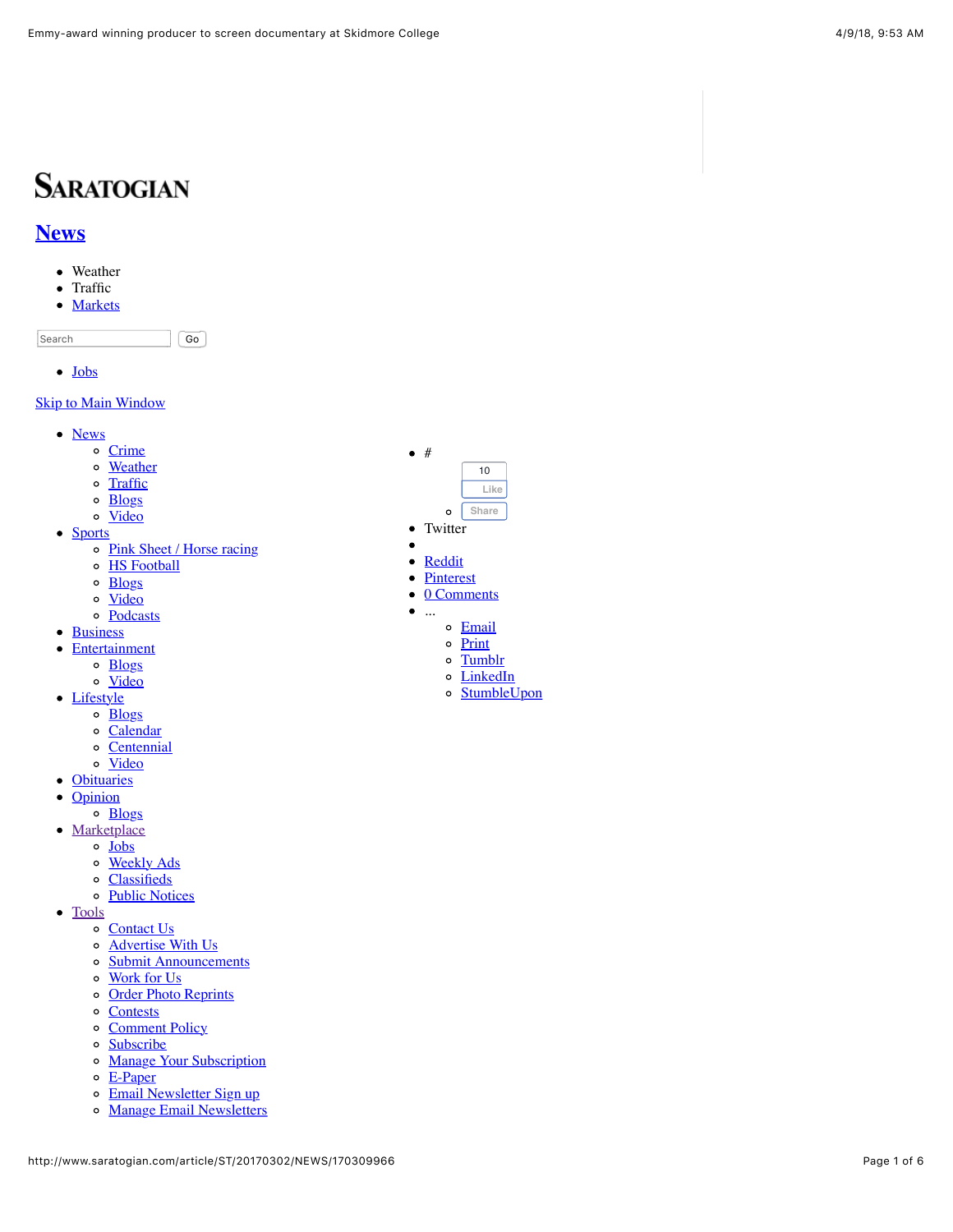SARATOGIAN

# News

- Weather
- Traffic
- Markets

Search Go

- Jobs

Skip to Main Window

- News
  - Crime
  - Weather
  - Traffic
  - Blogs
  - Video
- Sports
  - Pink Sheet / Horse racing
  - HS Football
  - Blogs
  - Video
  - Podcasts
- Business
- Entertainment
  - Blogs
  - Video
- Lifestyle
  - Blogs
  - Calendar
  - Centennial
  - Video
- Obituaries
- Opinion
  - Blogs
- Marketplace
  - Jobs
  - Weekly Ads
  - Classifieds
  - Public Notices
- Tools
  - Contact Us
  - Advertise With Us
  - Submit Announcements
  - Work for Us
  - Order Photo Reprints
  - Contests
  - Comment Policy
  - Subscribe
  - Manage Your Subscription
  - E-Paper
  - Email Newsletter Sign up
  - Manage Email Newsletters

- #
  - 10 Like Share
- Twitter
- 
- Reddit
- Pinterest
- 0 Comments
- ...
  - Email
  - Print
  - Tumblr
  - LinkedIn
  - StumbleUpon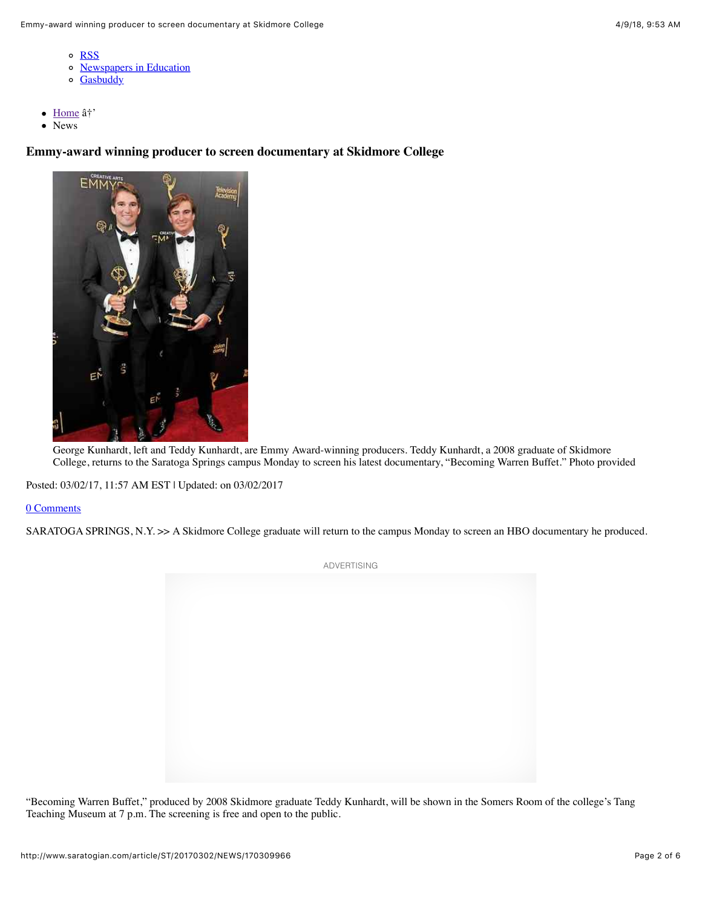- RSS
- Newspapers in Education
- Gasbuddy

- Home â†'
- News

## Emmy-award winning producer to screen documentary at Skidmore College

George Kunhardt, left and Teddy Kunhardt, are Emmy Award-winning producers. Teddy Kunhardt, a 2008 graduate of Skidmore College, returns to the Saratoga Springs campus Monday to screen his latest documentary, "Becoming Warren Buffet." Photo provided

Posted: 03/02/17, 11:57 AM EST | Updated: on 03/02/2017

0 Comments

SARATOGA SPRINGS, N.Y. >> A Skidmore College graduate will return to the campus Monday to screen an HBO documentary he produced.

ADVERTISING

"Becoming Warren Buffet," produced by 2008 Skidmore graduate Teddy Kunhardt, will be shown in the Somers Room of the college's Tang Teaching Museum at 7 p.m. The screening is free and open to the public.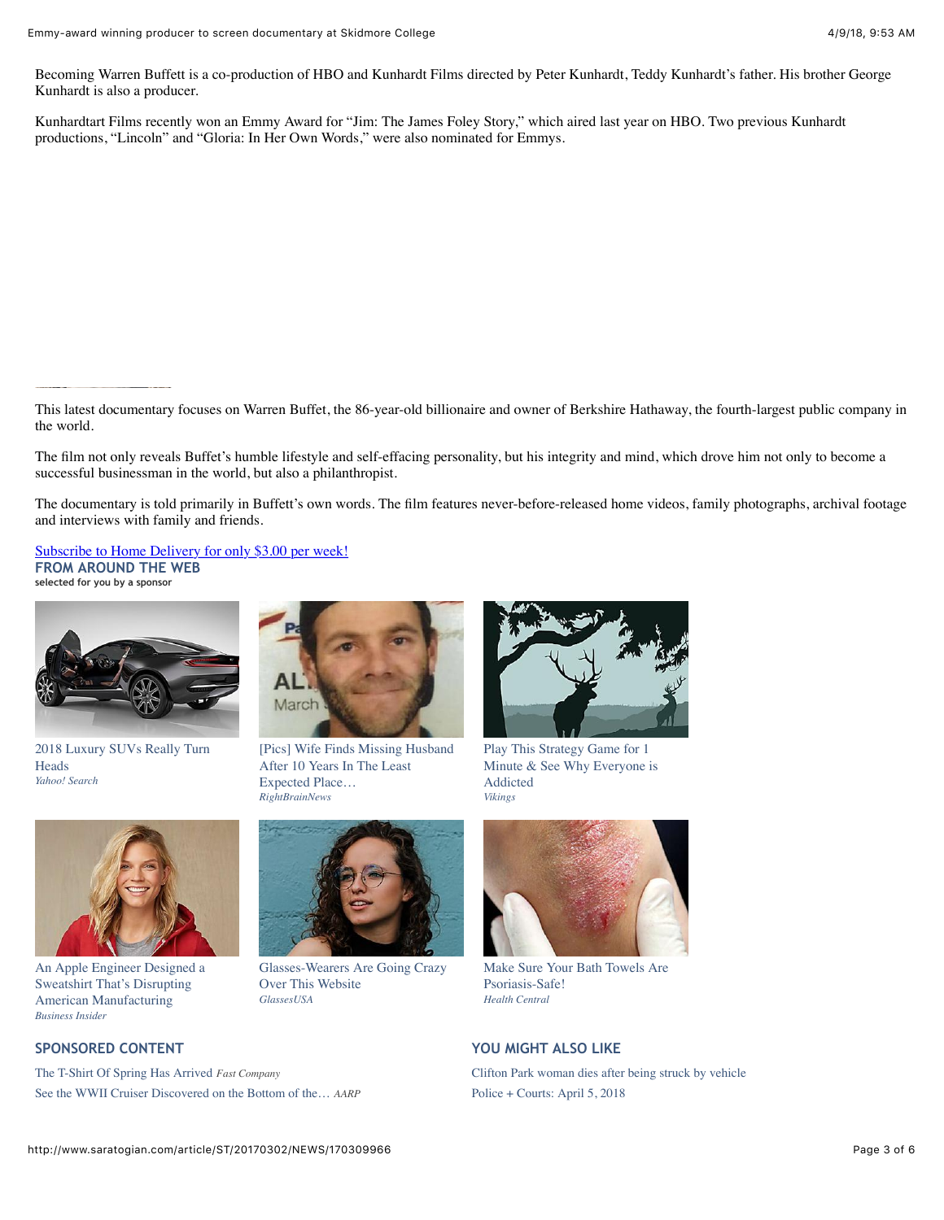Becoming Warren Buffett is a co-production of HBO and Kunhardt Films directed by Peter Kunhardt, Teddy Kunhardt's father. His brother George Kunhardt is also a producer.

Kunhardtart Films recently won an Emmy Award for "Jim: The James Foley Story," which aired last year on HBO. Two previous Kunhardt productions, "Lincoln" and "Gloria: In Her Own Words," were also nominated for Emmys.

This latest documentary focuses on Warren Buffet, the 86-year-old billionaire and owner of Berkshire Hathaway, the fourth-largest public company in the world.

The film not only reveals Buffet's humble lifestyle and self-effacing personality, but his integrity and mind, which drove him not only to become a successful businessman in the world, but also a philanthropist.

The documentary is told primarily in Buffett's own words. The film features never-before-released home videos, family photographs, archival footage and interviews with family and friends.

Subscribe to Home Delivery for only $3.00 per week!

**FROM AROUND THE WEB**
selected for you by a sponsor

2018 Luxury SUVs Really Turn Heads
*Yahoo! Search*

[Pics] Wife Finds Missing Husband After 10 Years In The Least Expected Place…
*RightBrainNews*

Play This Strategy Game for 1 Minute & See Why Everyone is Addicted
*Vikings*

An Apple Engineer Designed a Sweatshirt That's Disrupting American Manufacturing
*Business Insider*

Glasses-Wearers Are Going Crazy Over This Website
*GlassesUSA*

Make Sure Your Bath Towels Are Psoriasis-Safe!
*Health Central*

**SPONSORED CONTENT**

The T-Shirt Of Spring Has Arrived *Fast Company*

See the WWII Cruiser Discovered on the Bottom of the… *AARP*

**YOU MIGHT ALSO LIKE**

Clifton Park woman dies after being struck by vehicle

Police + Courts: April 5, 2018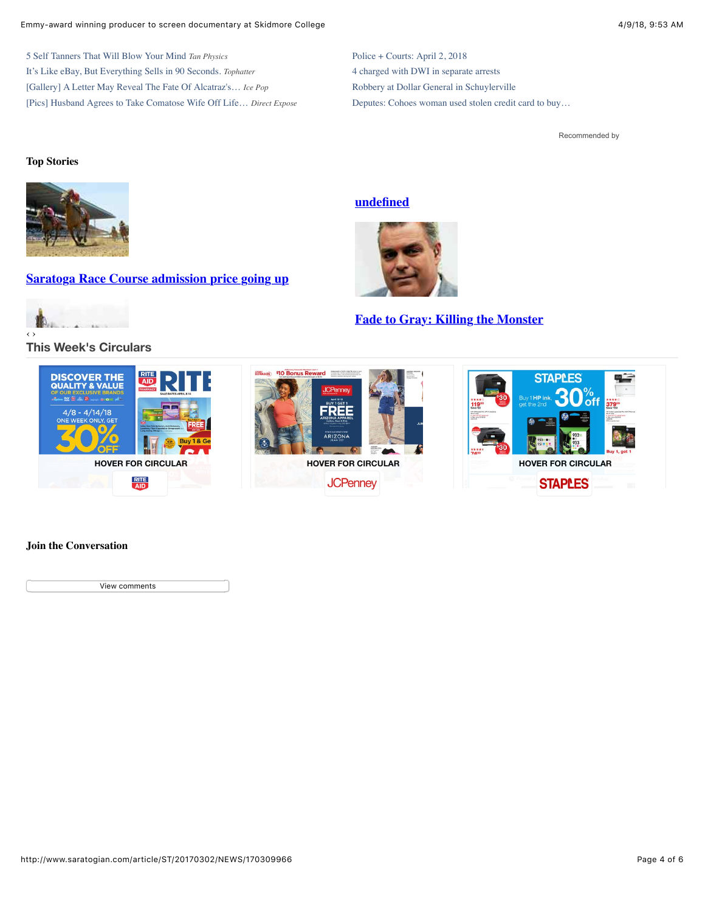5 Self Tanners That Will Blow Your Mind *Tan Physics*
It's Like eBay, But Everything Sells in 90 Seconds. *Tophatter*
[Gallery] A Letter May Reveal The Fate Of Alcatraz's… *Ice Pop*
[Pics] Husband Agrees to Take Comatose Wife Off Life… *Direct Expose*

Police + Courts: April 2, 2018
4 charged with DWI in separate arrests
Robbery at Dollar General in Schuylerville
Deputes: Cohoes woman used stolen credit card to buy…

Recommended by

**Top Stories**

**Saratoga Race Course admission price going up**

**undefined**

**Fade to Gray: Killing the Monster**

‹ ›

## This Week's Circulars

HOVER FOR CIRCULAR

HOVER FOR CIRCULAR

HOVER FOR CIRCULAR

**Join the Conversation**

View comments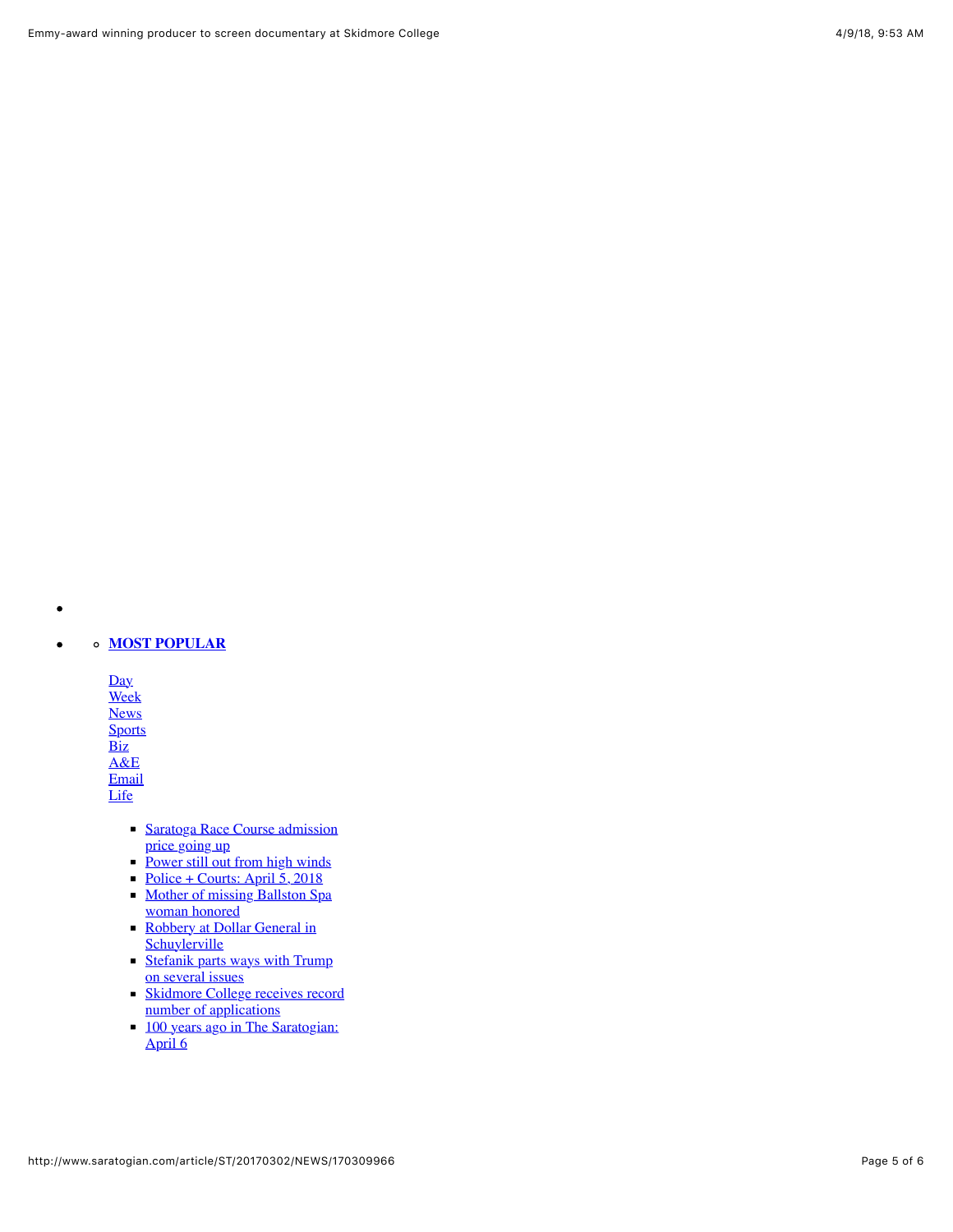- 

- - **MOST POPULAR**

  Day
  Week
  News
  Sports
  Biz
  A&E
  Email
  Life

  - Saratoga Race Course admission price going up
  - Power still out from high winds
  - Police + Courts: April 5, 2018
  - Mother of missing Ballston Spa woman honored
  - Robbery at Dollar General in Schuylerville
  - Stefanik parts ways with Trump on several issues
  - Skidmore College receives record number of applications
  - 100 years ago in The Saratogian: April 6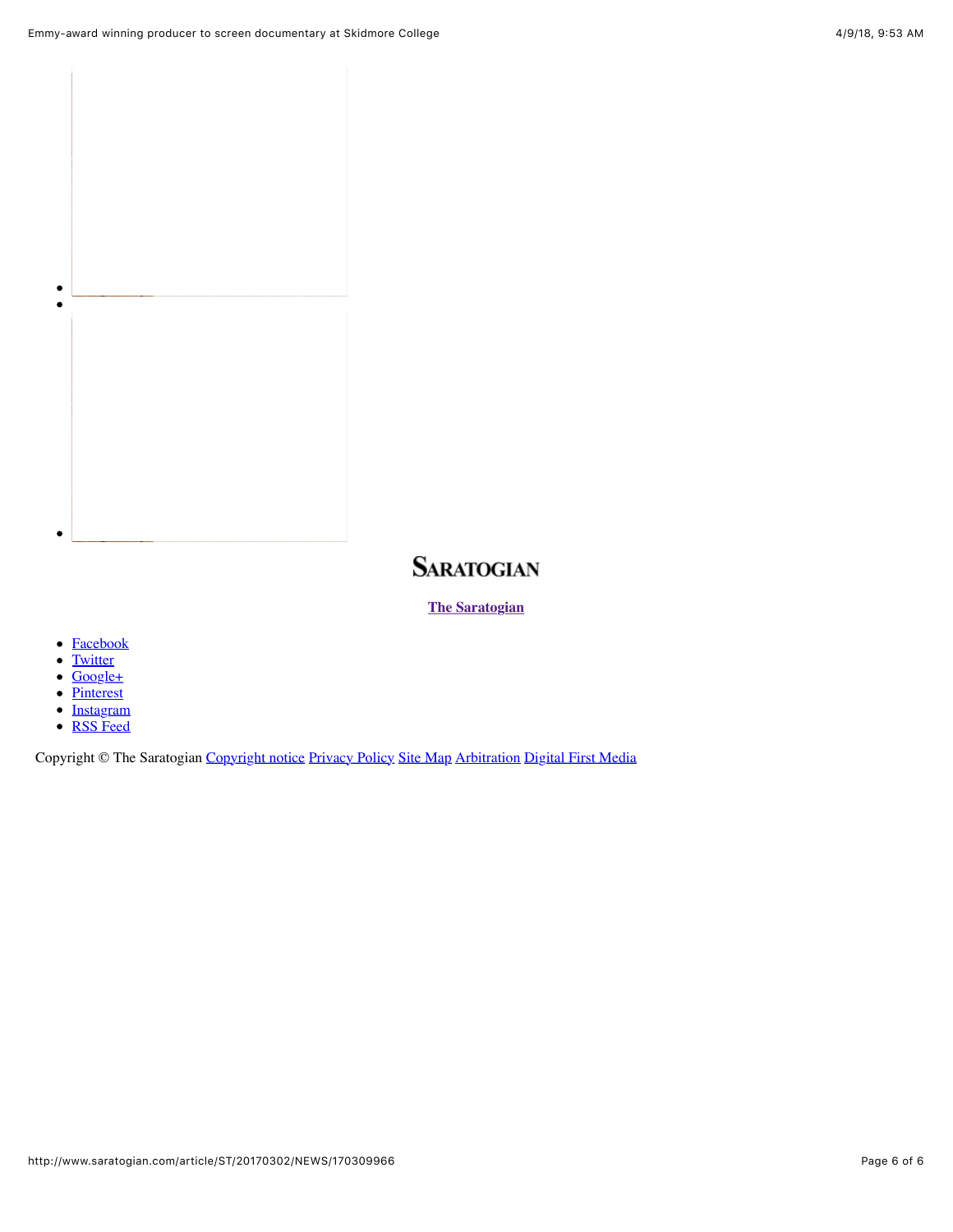**SARATOGIAN**

**The Saratogian**

- Facebook
- Twitter
- Google+
- Pinterest
- Instagram
- RSS Feed

Copyright © The Saratogian Copyright notice Privacy Policy Site Map Arbitration Digital First Media